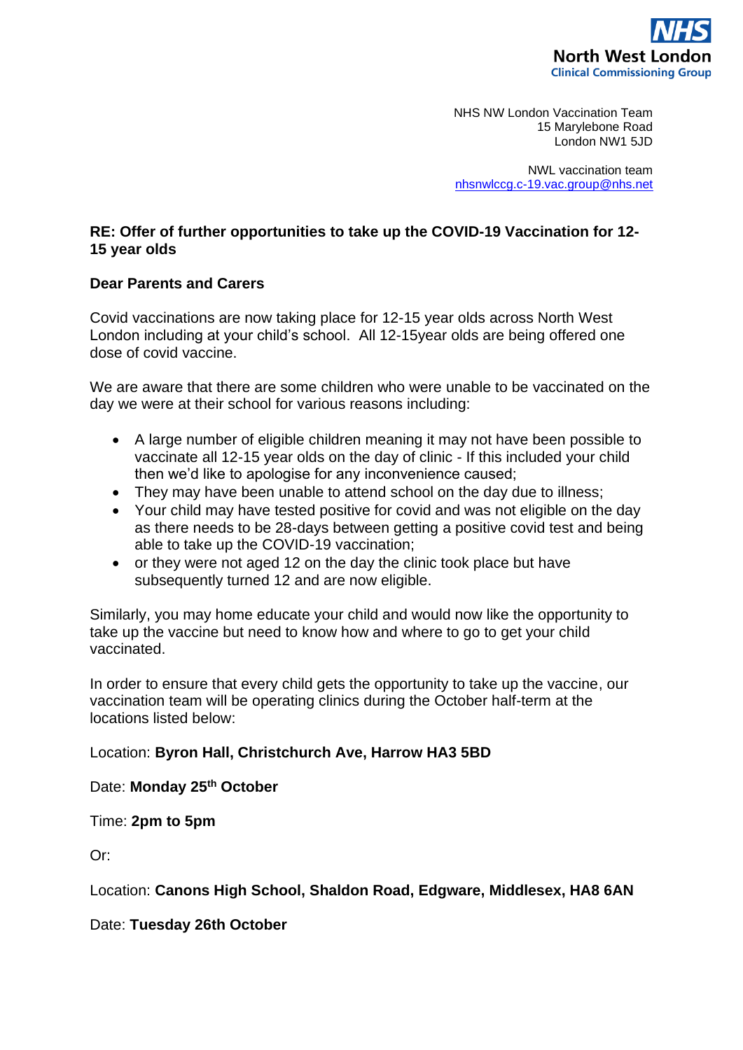**NHS**
**North West London**
**Clinical Commissioning Group**

NHS NW London Vaccination Team
15 Marylebone Road
London NW1 5JD

NWL vaccination team
nhsnwlccg.c-19.vac.group@nhs.net

**RE: Offer of further opportunities to take up the COVID-19 Vaccination for 12-15 year olds**

**Dear Parents and Carers**

Covid vaccinations are now taking place for 12-15 year olds across North West London including at your child's school. All 12-15year olds are being offered one dose of covid vaccine.

We are aware that there are some children who were unable to be vaccinated on the day we were at their school for various reasons including:

- A large number of eligible children meaning it may not have been possible to vaccinate all 12-15 year olds on the day of clinic - If this included your child then we'd like to apologise for any inconvenience caused;
- They may have been unable to attend school on the day due to illness;
- Your child may have tested positive for covid and was not eligible on the day as there needs to be 28-days between getting a positive covid test and being able to take up the COVID-19 vaccination;
- or they were not aged 12 on the day the clinic took place but have subsequently turned 12 and are now eligible.

Similarly, you may home educate your child and would now like the opportunity to take up the vaccine but need to know how and where to go to get your child vaccinated.

In order to ensure that every child gets the opportunity to take up the vaccine, our vaccination team will be operating clinics during the October half-term at the locations listed below:

Location: **Byron Hall, Christchurch Ave, Harrow HA3 5BD**

Date: **Monday 25th October**

Time: **2pm to 5pm**

Or:

Location: **Canons High School, Shaldon Road, Edgware, Middlesex, HA8 6AN**

Date: **Tuesday 26th October**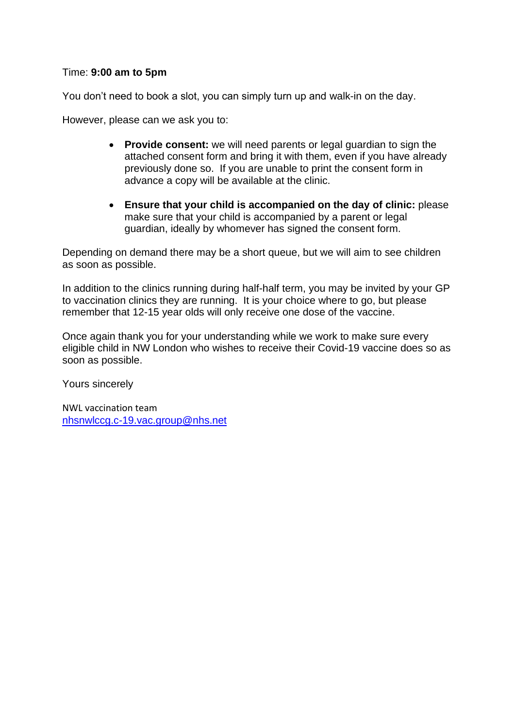Time: **9:00 am to 5pm**

You don't need to book a slot, you can simply turn up and walk-in on the day.

However, please can we ask you to:

- **Provide consent:** we will need parents or legal guardian to sign the attached consent form and bring it with them, even if you have already previously done so. If you are unable to print the consent form in advance a copy will be available at the clinic.

- **Ensure that your child is accompanied on the day of clinic:** please make sure that your child is accompanied by a parent or legal guardian, ideally by whomever has signed the consent form.

Depending on demand there may be a short queue, but we will aim to see children as soon as possible.

In addition to the clinics running during half-half term, you may be invited by your GP to vaccination clinics they are running. It is your choice where to go, but please remember that 12-15 year olds will only receive one dose of the vaccine.

Once again thank you for your understanding while we work to make sure every eligible child in NW London who wishes to receive their Covid-19 vaccine does so as soon as possible.

Yours sincerely

NWL vaccination team
nhsnwlccg.c-19.vac.group@nhs.net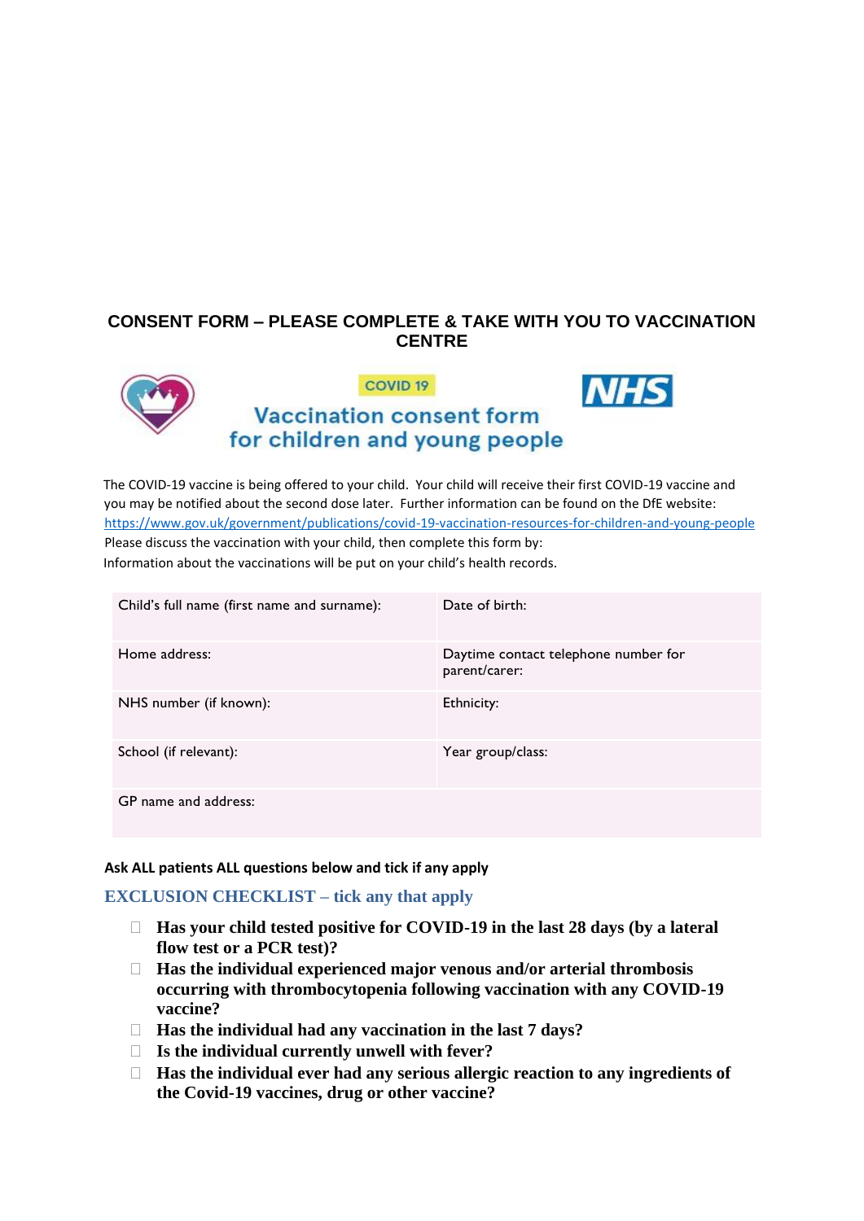## CONSENT FORM – PLEASE COMPLETE & TAKE WITH YOU TO VACCINATION CENTRE

COVID 19

# Vaccination consent form for children and young people

NHS

The COVID-19 vaccine is being offered to your child. Your child will receive their first COVID-19 vaccine and you may be notified about the second dose later. Further information can be found on the DfE website: https://www.gov.uk/government/publications/covid-19-vaccination-resources-for-children-and-young-people
Please discuss the vaccination with your child, then complete this form by:
Information about the vaccinations will be put on your child's health records.

| | |
|---|---|
| Child's full name (first name and surname): | Date of birth: |
| Home address: | Daytime contact telephone number for parent/carer: |
| NHS number (if known): | Ethnicity: |
| School (if relevant): | Year group/class: |
| GP name and address: | |

**Ask ALL patients ALL questions below and tick if any apply**

### EXCLUSION CHECKLIST – tick any that apply

- ☐ **Has your child tested positive for COVID-19 in the last 28 days (by a lateral flow test or a PCR test)?**
- ☐ **Has the individual experienced major venous and/or arterial thrombosis occurring with thrombocytopenia following vaccination with any COVID-19 vaccine?**
- ☐ **Has the individual had any vaccination in the last 7 days?**
- ☐ **Is the individual currently unwell with fever?**
- ☐ **Has the individual ever had any serious allergic reaction to any ingredients of the Covid-19 vaccines, drug or other vaccine?**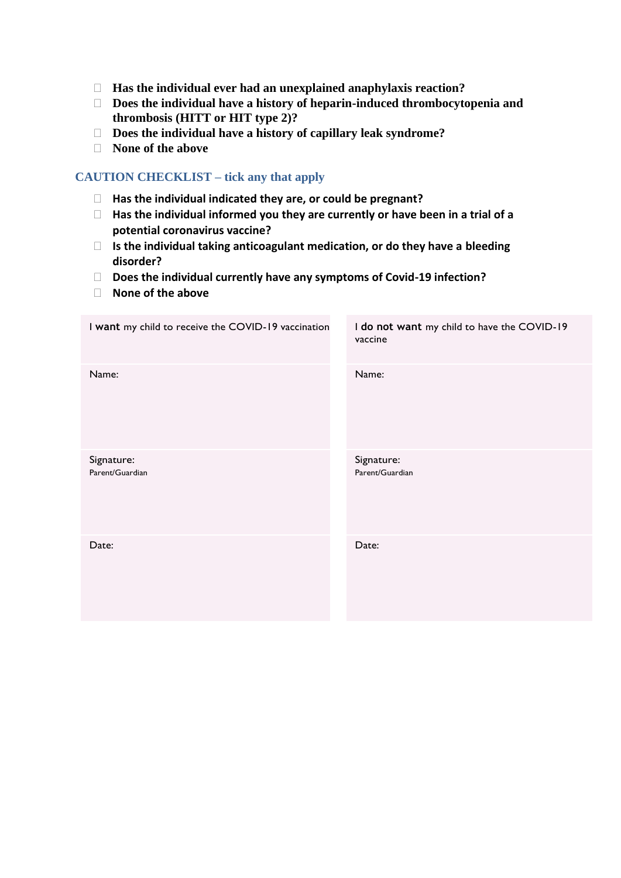- ☐ **Has the individual ever had an unexplained anaphylaxis reaction?**
- ☐ **Does the individual have a history of heparin-induced thrombocytopenia and thrombosis (HITT or HIT type 2)?**
- ☐ **Does the individual have a history of capillary leak syndrome?**
- ☐ **None of the above**

## CAUTION CHECKLIST – tick any that apply

- ☐ **Has the individual indicated they are, or could be pregnant?**
- ☐ **Has the individual informed you they are currently or have been in a trial of a potential coronavirus vaccine?**
- ☐ **Is the individual taking anticoagulant medication, or do they have a bleeding disorder?**
- ☐ **Does the individual currently have any symptoms of Covid-19 infection?**
- ☐ **None of the above**

| I **want** my child to receive the COVID-19 vaccination | I **do not want** my child to have the COVID-19 vaccine |
|---|---|
| Name: | Name: |
| Signature: Parent/Guardian | Signature: Parent/Guardian |
| Date: | Date: |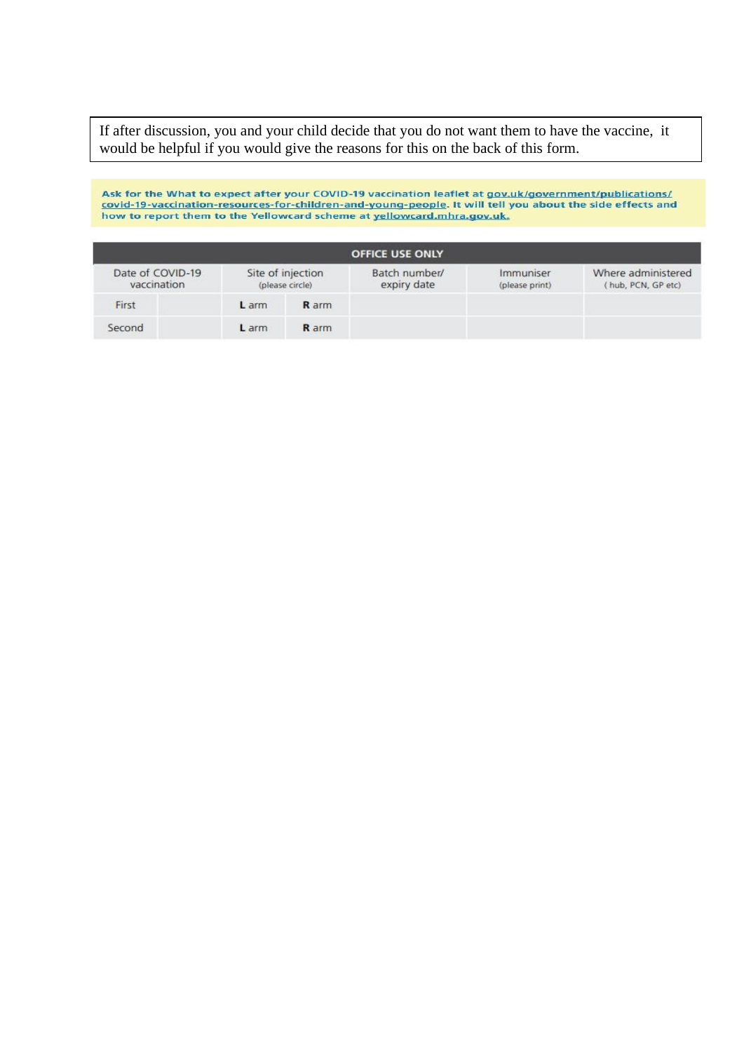If after discussion, you and your child decide that you do not want them to have the vaccine, it would be helpful if you would give the reasons for this on the back of this form.

**Ask for the What to expect after your COVID-19 vaccination leaflet at gov.uk/government/publications/covid-19-vaccination-resources-for-children-and-young-people. It will tell you about the side effects and how to report them to the Yellowcard scheme at yellowcard.mhra.gov.uk.**

| OFFICE USE ONLY | | | | | | |
|---|---|---|---|---|---|---|
| Date of COVID-19 vaccination | | Site of injection (please circle) | | Batch number/ expiry date | Immuniser (please print) | Where administered ( hub, PCN, GP etc) |
| First | | **L** arm | **R** arm | | | |
| Second | | **L** arm | **R** arm | | | |